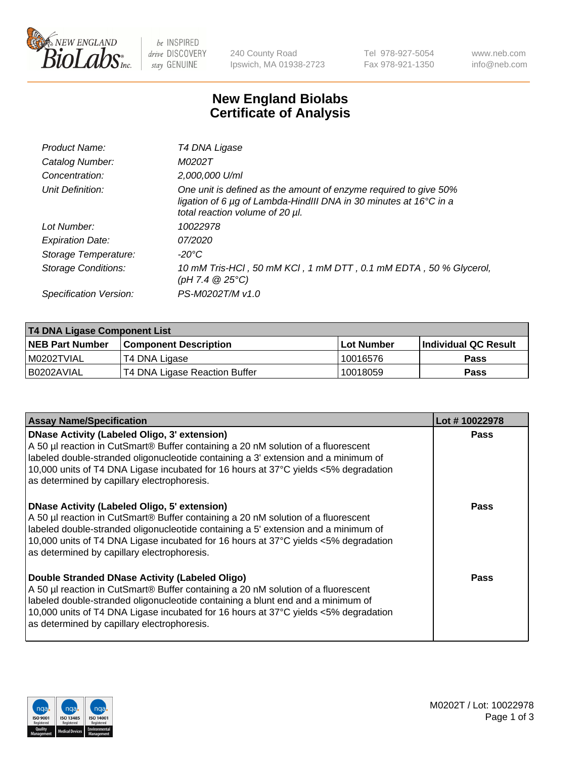# New England Biolabs
# Certificate of Analysis

| | |
|---|---|
| *Product Name:* | *T4 DNA Ligase* |
| *Catalog Number:* | *M0202T* |
| *Concentration:* | *2,000,000 U/ml* |
| *Unit Definition:* | *One unit is defined as the amount of enzyme required to give 50% ligation of 6 µg of Lambda-HindIII DNA in 30 minutes at 16°C in a total reaction volume of 20 µl.* |
| *Lot Number:* | *10022978* |
| *Expiration Date:* | *07/2020* |
| *Storage Temperature:* | *-20°C* |
| *Storage Conditions:* | *10 mM Tris-HCl , 50 mM KCl , 1 mM DTT , 0.1 mM EDTA , 50 % Glycerol, (pH 7.4 @ 25°C)* |
| *Specification Version:* | *PS-M0202T/M v1.0* |

**T4 DNA Ligase Component List**

| NEB Part Number | Component Description | Lot Number | Individual QC Result |
|---|---|---|---|
| M0202TVIAL | T4 DNA Ligase | 10016576 | Pass |
| B0202AVIAL | T4 DNA Ligase Reaction Buffer | 10018059 | Pass |

| Assay Name/Specification | Lot # 10022978 |
|---|---|
| **DNase Activity (Labeled Oligo, 3' extension)** A 50 µl reaction in CutSmart® Buffer containing a 20 nM solution of a fluorescent labeled double-stranded oligonucleotide containing a 3' extension and a minimum of 10,000 units of T4 DNA Ligase incubated for 16 hours at 37°C yields <5% degradation as determined by capillary electrophoresis. | Pass |
| **DNase Activity (Labeled Oligo, 5' extension)** A 50 µl reaction in CutSmart® Buffer containing a 20 nM solution of a fluorescent labeled double-stranded oligonucleotide containing a 5' extension and a minimum of 10,000 units of T4 DNA Ligase incubated for 16 hours at 37°C yields <5% degradation as determined by capillary electrophoresis. | Pass |
| **Double Stranded DNase Activity (Labeled Oligo)** A 50 µl reaction in CutSmart® Buffer containing a 20 nM solution of a fluorescent labeled double-stranded oligonucleotide containing a blunt end and a minimum of 10,000 units of T4 DNA Ligase incubated for 16 hours at 37°C yields <5% degradation as determined by capillary electrophoresis. | Pass |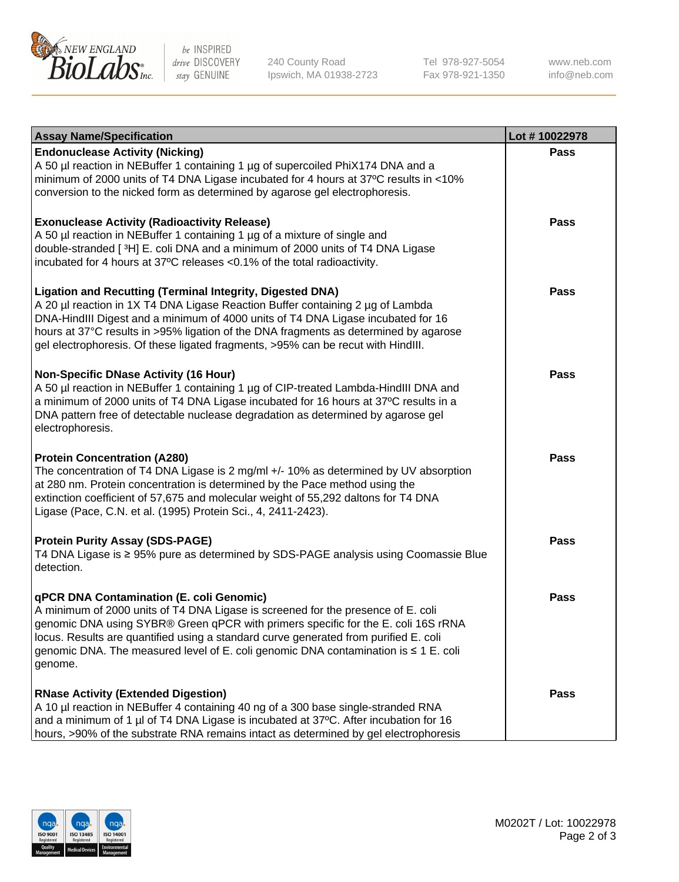| Assay Name/Specification | Lot # 10022978 |
|---|---|
| **Endonuclease Activity (Nicking)**<br>A 50 µl reaction in NEBuffer 1 containing 1 µg of supercoiled PhiX174 DNA and a minimum of 2000 units of T4 DNA Ligase incubated for 4 hours at 37ºC results in <10% conversion to the nicked form as determined by agarose gel electrophoresis. | Pass |
| **Exonuclease Activity (Radioactivity Release)**<br>A 50 µl reaction in NEBuffer 1 containing 1 µg of a mixture of single and double-stranded [ $^3$H] E. coli DNA and a minimum of 2000 units of T4 DNA Ligase incubated for 4 hours at 37ºC releases <0.1% of the total radioactivity. | Pass |
| **Ligation and Recutting (Terminal Integrity, Digested DNA)**<br>A 20 µl reaction in 1X T4 DNA Ligase Reaction Buffer containing 2 µg of Lambda DNA-HindIII Digest and a minimum of 4000 units of T4 DNA Ligase incubated for 16 hours at 37°C results in >95% ligation of the DNA fragments as determined by agarose gel electrophoresis. Of these ligated fragments, >95% can be recut with HindIII. | Pass |
| **Non-Specific DNase Activity (16 Hour)**<br>A 50 µl reaction in NEBuffer 1 containing 1 µg of CIP-treated Lambda-HindIII DNA and a minimum of 2000 units of T4 DNA Ligase incubated for 16 hours at 37ºC results in a DNA pattern free of detectable nuclease degradation as determined by agarose gel electrophoresis. | Pass |
| **Protein Concentration (A280)**<br>The concentration of T4 DNA Ligase is 2 mg/ml +/- 10% as determined by UV absorption at 280 nm. Protein concentration is determined by the Pace method using the extinction coefficient of 57,675 and molecular weight of 55,292 daltons for T4 DNA Ligase (Pace, C.N. et al. (1995) Protein Sci., 4, 2411-2423). | Pass |
| **Protein Purity Assay (SDS-PAGE)**<br>T4 DNA Ligase is ≥ 95% pure as determined by SDS-PAGE analysis using Coomassie Blue detection. | Pass |
| **qPCR DNA Contamination (E. coli Genomic)**<br>A minimum of 2000 units of T4 DNA Ligase is screened for the presence of E. coli genomic DNA using SYBR® Green qPCR with primers specific for the E. coli 16S rRNA locus. Results are quantified using a standard curve generated from purified E. coli genomic DNA. The measured level of E. coli genomic DNA contamination is ≤ 1 E. coli genome. | Pass |
| **RNase Activity (Extended Digestion)**<br>A 10 µl reaction in NEBuffer 4 containing 40 ng of a 300 base single-stranded RNA and a minimum of 1 µl of T4 DNA Ligase is incubated at 37ºC. After incubation for 16 hours, >90% of the substrate RNA remains intact as determined by gel electrophoresis | Pass |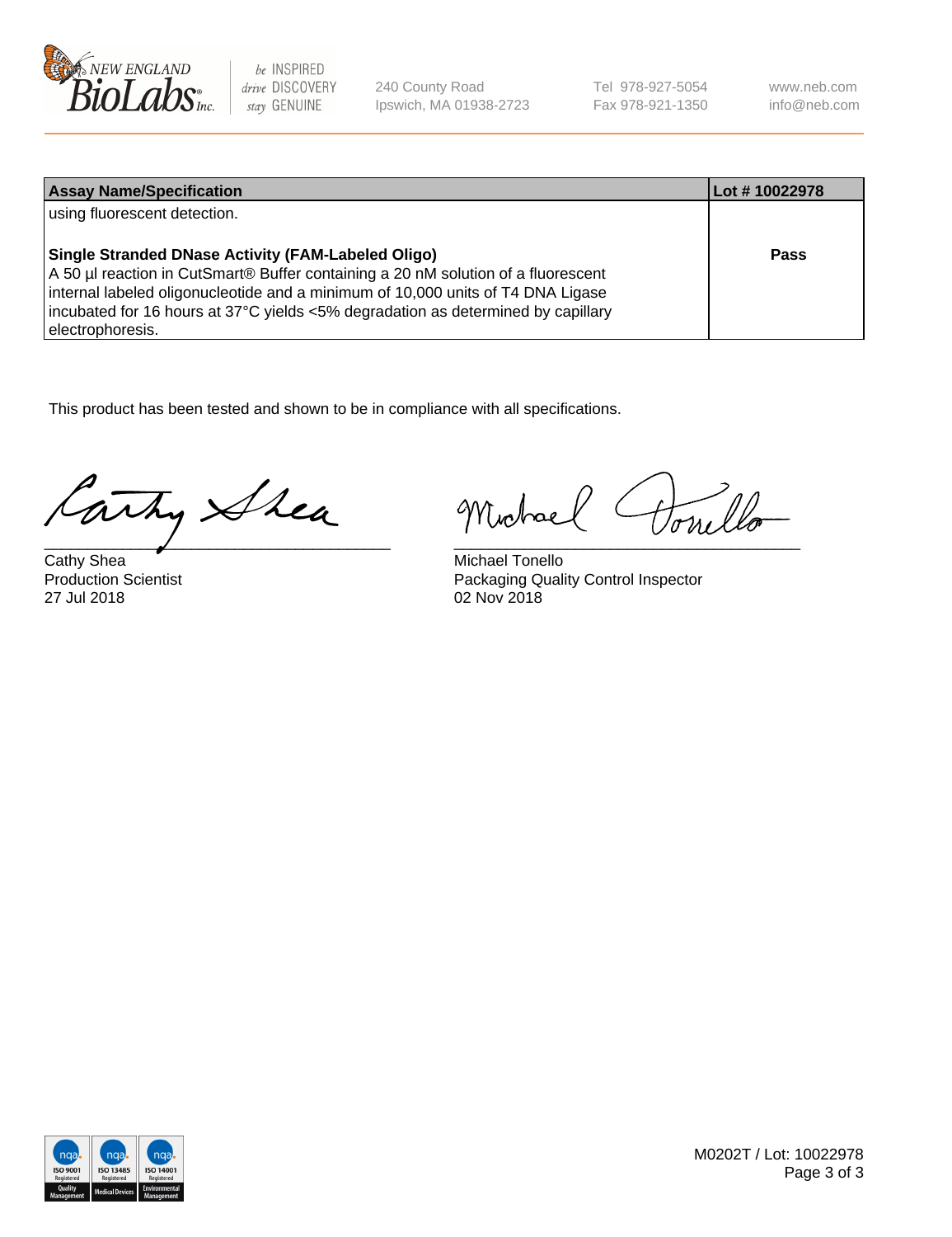| Assay Name/Specification | Lot # 10022978 |
|---|---|
| using fluorescent detection. | |
| **Single Stranded DNase Activity (FAM-Labeled Oligo)**<br>A 50 µl reaction in CutSmart® Buffer containing a 20 nM solution of a fluorescent internal labeled oligonucleotide and a minimum of 10,000 units of T4 DNA Ligase incubated for 16 hours at 37°C yields <5% degradation as determined by capillary electrophoresis. | **Pass** |

This product has been tested and shown to be in compliance with all specifications.

Cathy Shea
Production Scientist
27 Jul 2018

Michael Tonello
Packaging Quality Control Inspector
02 Nov 2018

M0202T / Lot: 10022978